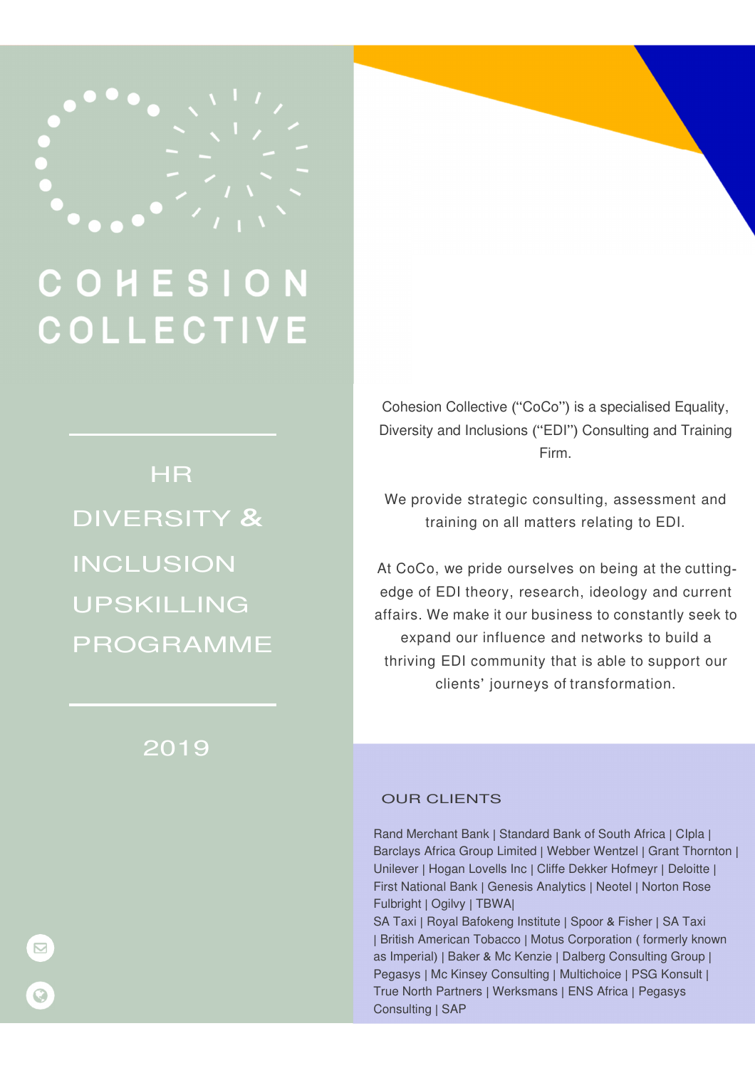# COHESION COLLECTIVE

## HR DIVERSITY & INCLUSION UPSKILLING PROGRAMME

2019

Cohesion Collective ("CoCo") is a specialised Equality, Diversity and Inclusions ("EDI") Consulting and Training Firm.

We provide strategic consulting, assessment and training on all matters relating to EDI.

At CoCo, we pride ourselves on being at the cutting-edge of EDI theory, research, ideology and current affairs. We make it our business to constantly seek to expand our influence and networks to build a thriving EDI community that is able to support our clients' journeys of transformation.

### OUR CLIENTS

Rand Merchant Bank | Standard Bank of South Africa | CIpla | Barclays Africa Group Limited | Webber Wentzel | Grant Thornton | Unilever | Hogan Lovells Inc | Cliffe Dekker Hofmeyr | Deloitte | First National Bank | Genesis Analytics | Neotel | Norton Rose Fulbright | Ogilvy | TBWA|
SA Taxi | Royal Bafokeng Institute | Spoor & Fisher | SA Taxi | British American Tobacco | Motus Corporation ( formerly known as Imperial) | Baker & Mc Kenzie | Dalberg Consulting Group | Pegasys | Mc Kinsey Consulting | Multichoice | PSG Konsult | True North Partners | Werksmans | ENS Africa | Pegasys Consulting | SAP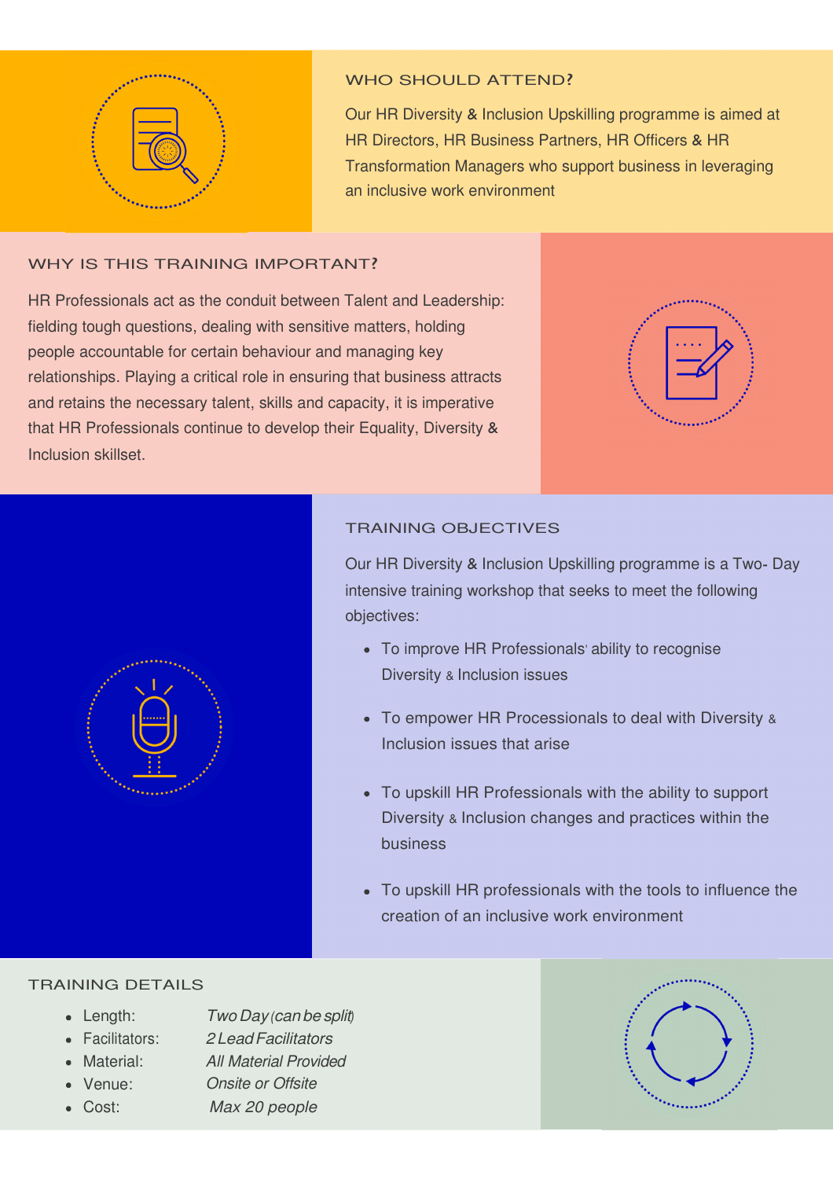## WHO SHOULD ATTEND?

Our HR Diversity & Inclusion Upskilling programme is aimed at HR Directors, HR Business Partners, HR Officers & HR Transformation Managers who support business in leveraging an inclusive work environment

## WHY IS THIS TRAINING IMPORTANT?

HR Professionals act as the conduit between Talent and Leadership: fielding tough questions, dealing with sensitive matters, holding people accountable for certain behaviour and managing key relationships. Playing a critical role in ensuring that business attracts and retains the necessary talent, skills and capacity, it is imperative that HR Professionals continue to develop their Equality, Diversity & Inclusion skillset.

## TRAINING OBJECTIVES

Our HR Diversity & Inclusion Upskilling programme is a Two- Day intensive training workshop that seeks to meet the following objectives:

- To improve HR Professionals' ability to recognise Diversity & Inclusion issues
- To empower HR Processionals to deal with Diversity & Inclusion issues that arise
- To upskill HR Professionals with the ability to support Diversity & Inclusion changes and practices within the business
- To upskill HR professionals with the tools to influence the creation of an inclusive work environment

## TRAINING DETAILS

- Length: *Two Day (can be split)*
- Facilitators: *2 Lead Facilitators*
- Material: *All Material Provided*
- Venue: *Onsite or Offsite*
- Cost: *Max 20 people*